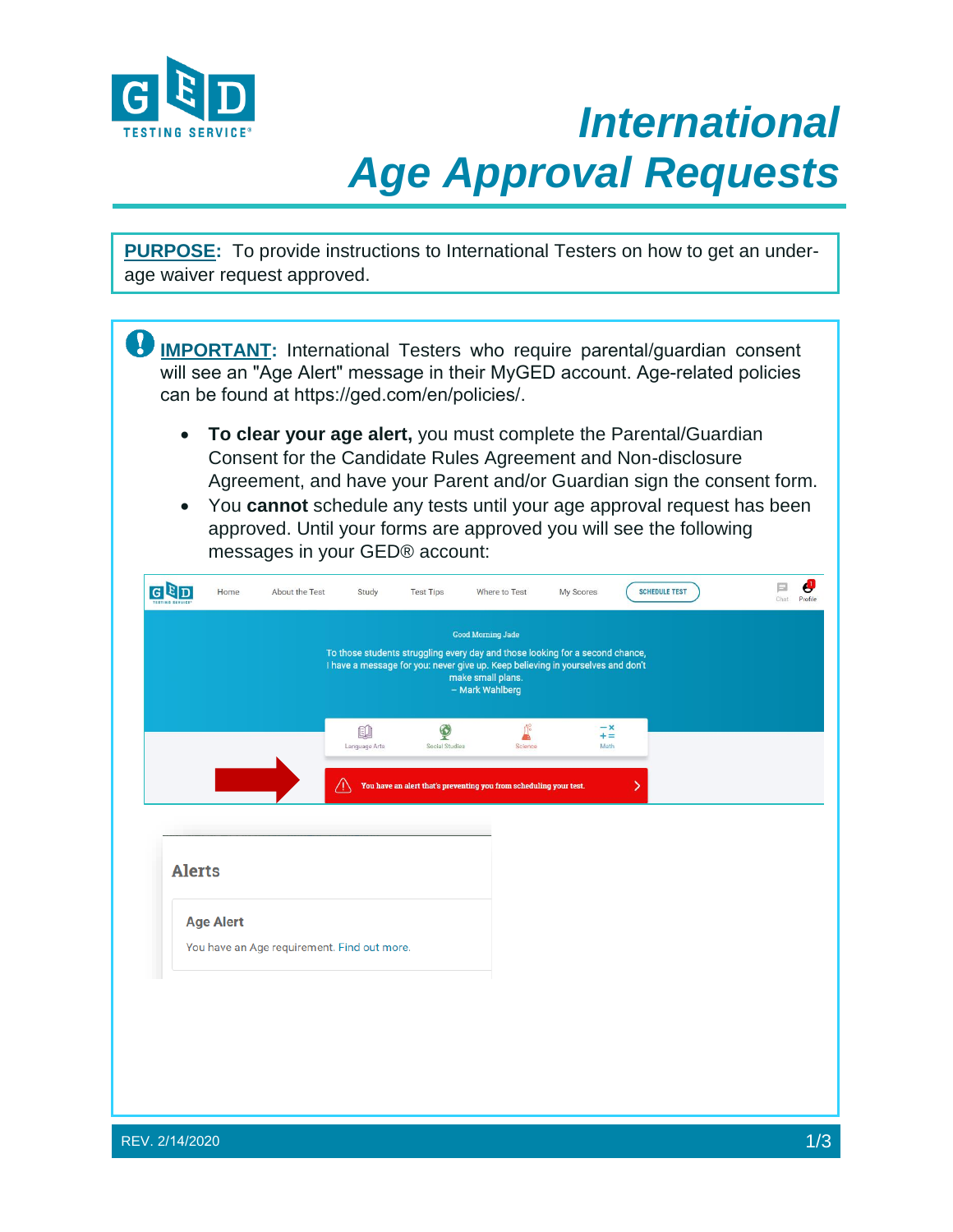# International Age Approval Requests

**PURPOSE:** To provide instructions to International Testers on how to get an under-age waiver request approved.

**IMPORTANT:** International Testers who require parental/guardian consent will see an "Age Alert" message in their MyGED account. Age-related policies can be found at https://ged.com/en/policies/.

- **To clear your age alert,** you must complete the Parental/Guardian Consent for the Candidate Rules Agreement and Non-disclosure Agreement, and have your Parent and/or Guardian sign the consent form.
- You **cannot** schedule any tests until your age approval request has been approved. Until your forms are approved you will see the following messages in your GED® account:

Home | About the Test | Study | Test Tips | Where to Test | My Scores | SCHEDULE TEST

Good Morning Jade

To those students struggling every day and those looking for a second chance, I have a message for you: never give up. Keep believing in yourselves and don't make small plans.
– Mark Wahlberg

Language Arts | Social Studies | Science | Math

You have an alert that's preventing you from scheduling your test.

**Alerts**

**Age Alert**

You have an Age requirement. Find out more.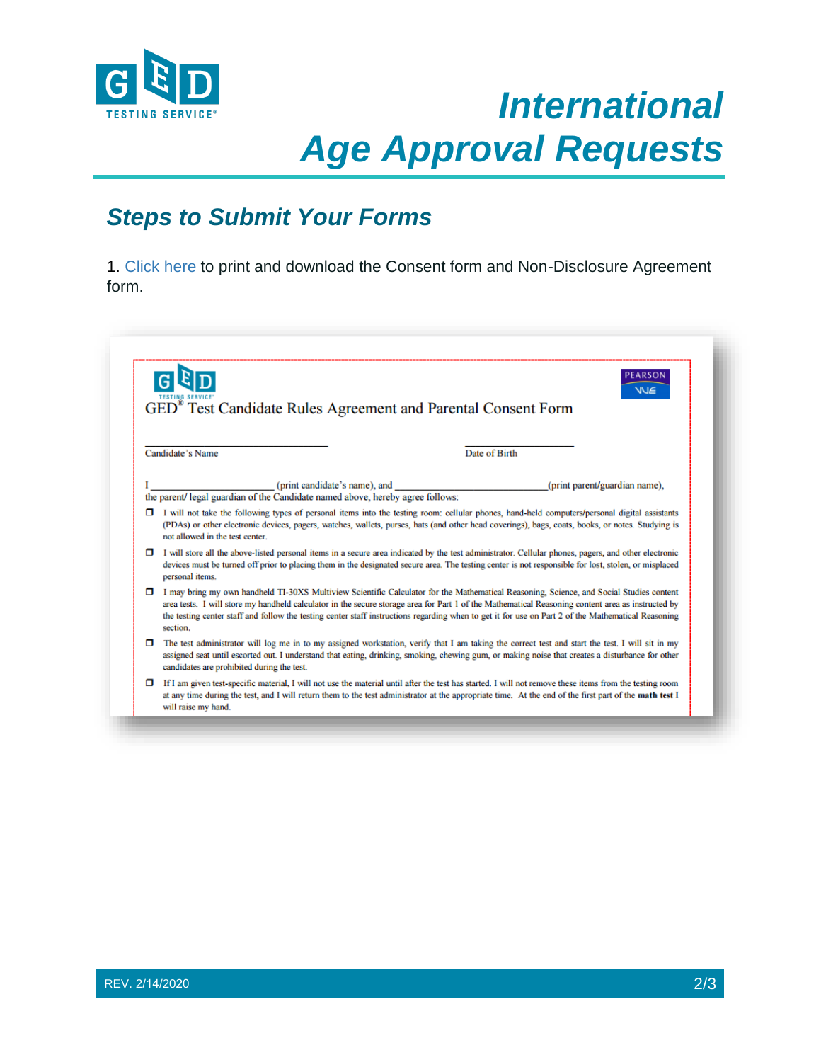# International Age Approval Requests

## Steps to Submit Your Forms

1. Click here to print and download the Consent form and Non-Disclosure Agreement form.

GED® Test Candidate Rules Agreement and Parental Consent Form

Candidate's Name ______________________ Date of Birth ______________

I ______________________ (print candidate's name), and ______________________ (print parent/guardian name), the parent/ legal guardian of the Candidate named above, hereby agree follows:

- I will not take the following types of personal items into the testing room: cellular phones, hand-held computers/personal digital assistants (PDAs) or other electronic devices, pagers, watches, wallets, purses, hats (and other head coverings), bags, coats, books, or notes. Studying is not allowed in the test center.
- I will store all the above-listed personal items in a secure area indicated by the test administrator. Cellular phones, pagers, and other electronic devices must be turned off prior to placing them in the designated secure area. The testing center is not responsible for lost, stolen, or misplaced personal items.
- I may bring my own handheld TI-30XS Multiview Scientific Calculator for the Mathematical Reasoning, Science, and Social Studies content area tests. I will store my handheld calculator in the secure storage area for Part 1 of the Mathematical Reasoning content area as instructed by the testing center staff and follow the testing center staff instructions regarding when to get it for use on Part 2 of the Mathematical Reasoning section.
- The test administrator will log me in to my assigned workstation, verify that I am taking the correct test and start the test. I will sit in my assigned seat until escorted out. I understand that eating, drinking, smoking, chewing gum, or making noise that creates a disturbance for other candidates are prohibited during the test.
- If I am given test-specific material, I will not use the material until after the test has started. I will not remove these items from the testing room at any time during the test, and I will return them to the test administrator at the appropriate time. At the end of the first part of the **math test** I will raise my hand.

REV. 2/14/2020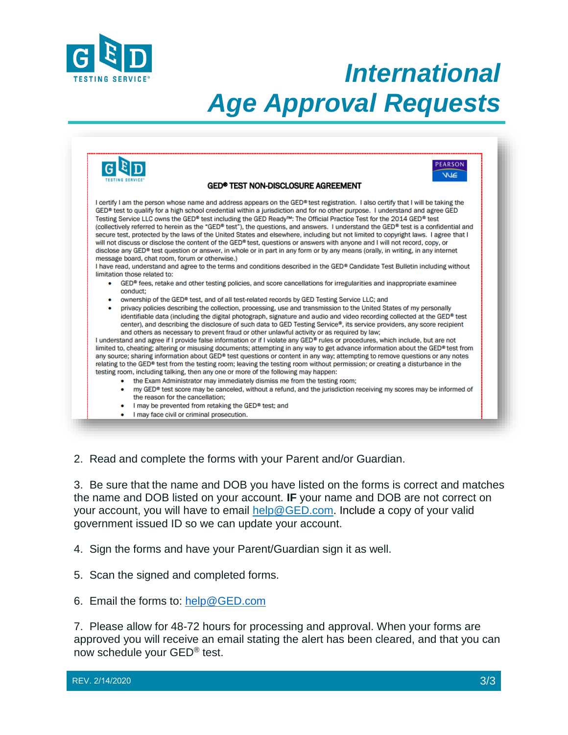# International Age Approval Requests

**GED® TEST NON-DISCLOSURE AGREEMENT**

I certify I am the person whose name and address appears on the GED® test registration. I also certify that I will be taking the GED® test to qualify for a high school credential within a jurisdiction and for no other purpose. I understand and agree GED Testing Service LLC owns the GED® test including the GED Ready™: The Official Practice Test for the 2014 GED® test (collectively referred to herein as the "GED® test"), the questions, and answers. I understand the GED® test is a confidential and secure test, protected by the laws of the United States and elsewhere, including but not limited to copyright laws. I agree that I will not discuss or disclose the content of the GED® test, questions or answers with anyone and I will not record, copy, or disclose any GED® test question or answer, in whole or in part in any form or by any means (orally, in writing, in any internet message board, chat room, forum or otherwise.)

I have read, understand and agree to the terms and conditions described in the GED® Candidate Test Bulletin including without limitation those related to:

- GED® fees, retake and other testing policies, and score cancellations for irregularities and inappropriate examinee conduct;
- ownership of the GED® test, and of all test-related records by GED Testing Service LLC; and
- privacy policies describing the collection, processing, use and transmission to the United States of my personally identifiable data (including the digital photograph, signature and audio and video recording collected at the GED® test center), and describing the disclosure of such data to GED Testing Service®, its service providers, any score recipient and others as necessary to prevent fraud or other unlawful activity or as required by law;

I understand and agree if I provide false information or if I violate any GED® rules or procedures, which include, but are not limited to, cheating; altering or misusing documents; attempting in any way to get advance information about the GED® test from any source; sharing information about GED® test questions or content in any way; attempting to remove questions or any notes relating to the GED® test from the testing room; leaving the testing room without permission; or creating a disturbance in the testing room, including talking, then any one or more of the following may happen:

- the Exam Administrator may immediately dismiss me from the testing room;
- my GED® test score may be canceled, without a refund, and the jurisdiction receiving my scores may be informed of the reason for the cancellation;
- I may be prevented from retaking the GED® test; and
- I may face civil or criminal prosecution.

2. Read and complete the forms with your Parent and/or Guardian.

3. Be sure that the name and DOB you have listed on the forms is correct and matches the name and DOB listed on your account. **IF** your name and DOB are not correct on your account, you will have to email help@GED.com. Include a copy of your valid government issued ID so we can update your account.

4. Sign the forms and have your Parent/Guardian sign it as well.

5. Scan the signed and completed forms.

6. Email the forms to: help@GED.com

7. Please allow for 48-72 hours for processing and approval. When your forms are approved you will receive an email stating the alert has been cleared, and that you can now schedule your GED® test.

REV. 2/14/2020